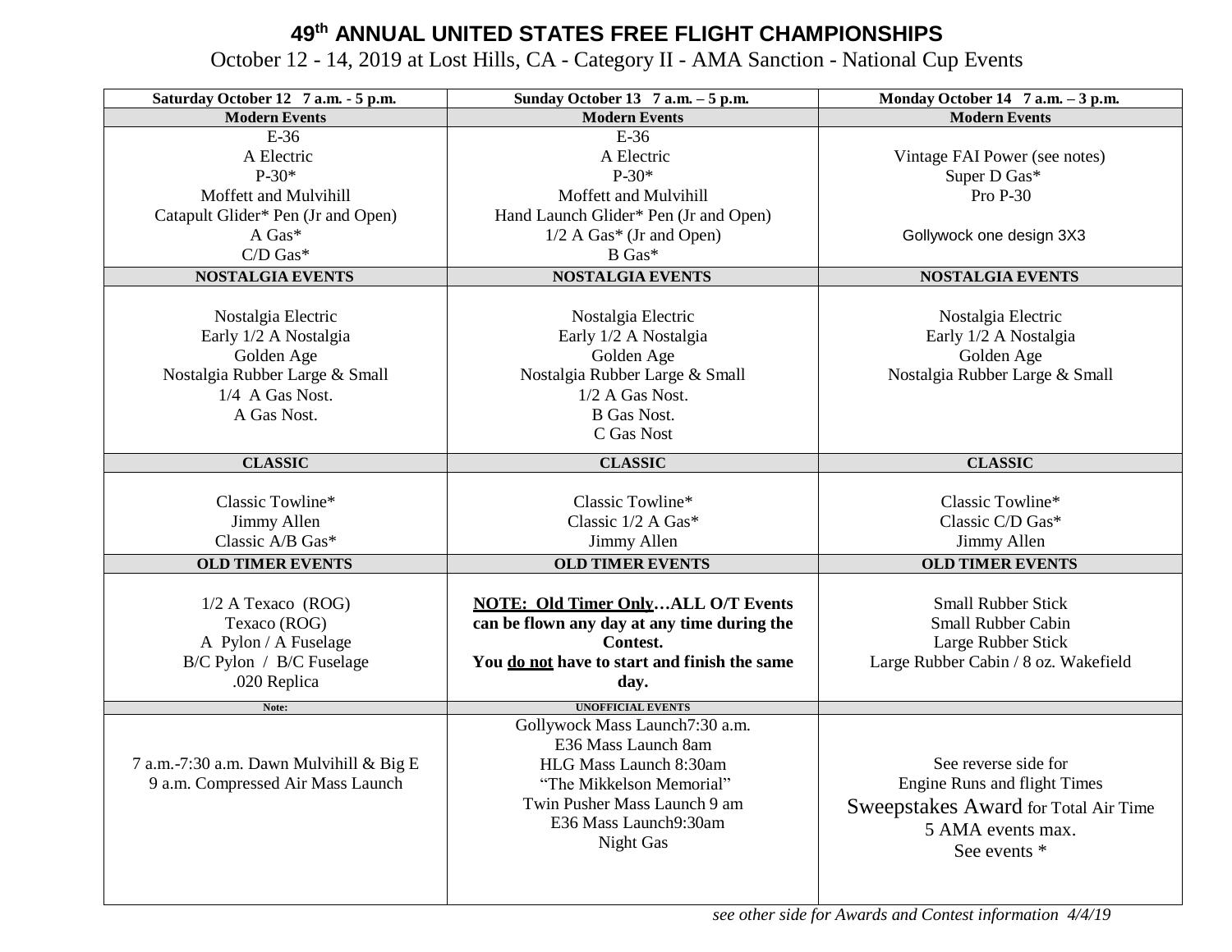# 49th ANNUAL UNITED STATES FREE FLIGHT CHAMPIONSHIPS

October 12 - 14, 2019 at Lost Hills, CA - Category II - AMA Sanction - National Cup Events

| Saturday October 12 7 a.m. - 5 p.m. | Sunday October 13 7 a.m. – 5 p.m. | Monday October 14 7 a.m. – 3 p.m. |
|---|---|---|
| **Modern Events** | **Modern Events** | **Modern Events** |
| E-36<br>A Electric<br>P-30*<br>Moffett and Mulvihill<br>Catapult Glider* Pen (Jr and Open)<br>A Gas*<br>C/D Gas* | E-36<br>A Electric<br>P-30*<br>Moffett and Mulvihill<br>Hand Launch Glider* Pen (Jr and Open)<br>1/2 A Gas* (Jr and Open)<br>B Gas* | Vintage FAI Power (see notes)<br>Super D Gas*<br>Pro P-30<br><br>Gollywock one design 3X3 |
| **NOSTALGIA EVENTS** | **NOSTALGIA EVENTS** | **NOSTALGIA EVENTS** |
| Nostalgia Electric<br>Early 1/2 A Nostalgia<br>Golden Age<br>Nostalgia Rubber Large & Small<br>1/4 A Gas Nost.<br>A Gas Nost. | Nostalgia Electric<br>Early 1/2 A Nostalgia<br>Golden Age<br>Nostalgia Rubber Large & Small<br>1/2 A Gas Nost.<br>B Gas Nost.<br>C Gas Nost | Nostalgia Electric<br>Early 1/2 A Nostalgia<br>Golden Age<br>Nostalgia Rubber Large & Small |
| **CLASSIC** | **CLASSIC** | **CLASSIC** |
| Classic Towline*<br>Jimmy Allen<br>Classic A/B Gas* | Classic Towline*<br>Classic 1/2 A Gas*<br>Jimmy Allen | Classic Towline*<br>Classic C/D Gas*<br>Jimmy Allen |
| **OLD TIMER EVENTS** | **OLD TIMER EVENTS** | **OLD TIMER EVENTS** |
| 1/2 A Texaco (ROG)<br>Texaco (ROG)<br>A Pylon / A Fuselage<br>B/C Pylon / B/C Fuselage<br>.020 Replica | **<u>NOTE: Old Timer Only</u>…ALL O/T Events can be flown any day at any time during the Contest.**<br>**You <u>do not</u> have to start and finish the same day.** | Small Rubber Stick<br>Small Rubber Cabin<br>Large Rubber Stick<br>Large Rubber Cabin / 8 oz. Wakefield |
| **Note:** | **UNOFFICIAL EVENTS** | |
| 7 a.m.-7:30 a.m. Dawn Mulvihill & Big E<br>9 a.m. Compressed Air Mass Launch | Gollywock Mass Launch7:30 a.m.<br>E36 Mass Launch 8am<br>HLG Mass Launch 8:30am<br>"The Mikkelson Memorial"<br>Twin Pusher Mass Launch 9 am<br>E36 Mass Launch9:30am<br>Night Gas | See reverse side for<br>Engine Runs and flight Times<br>Sweepstakes Award for Total Air Time<br>5 AMA events max.<br>See events * |

*see other side for Awards and Contest information 4/4/19*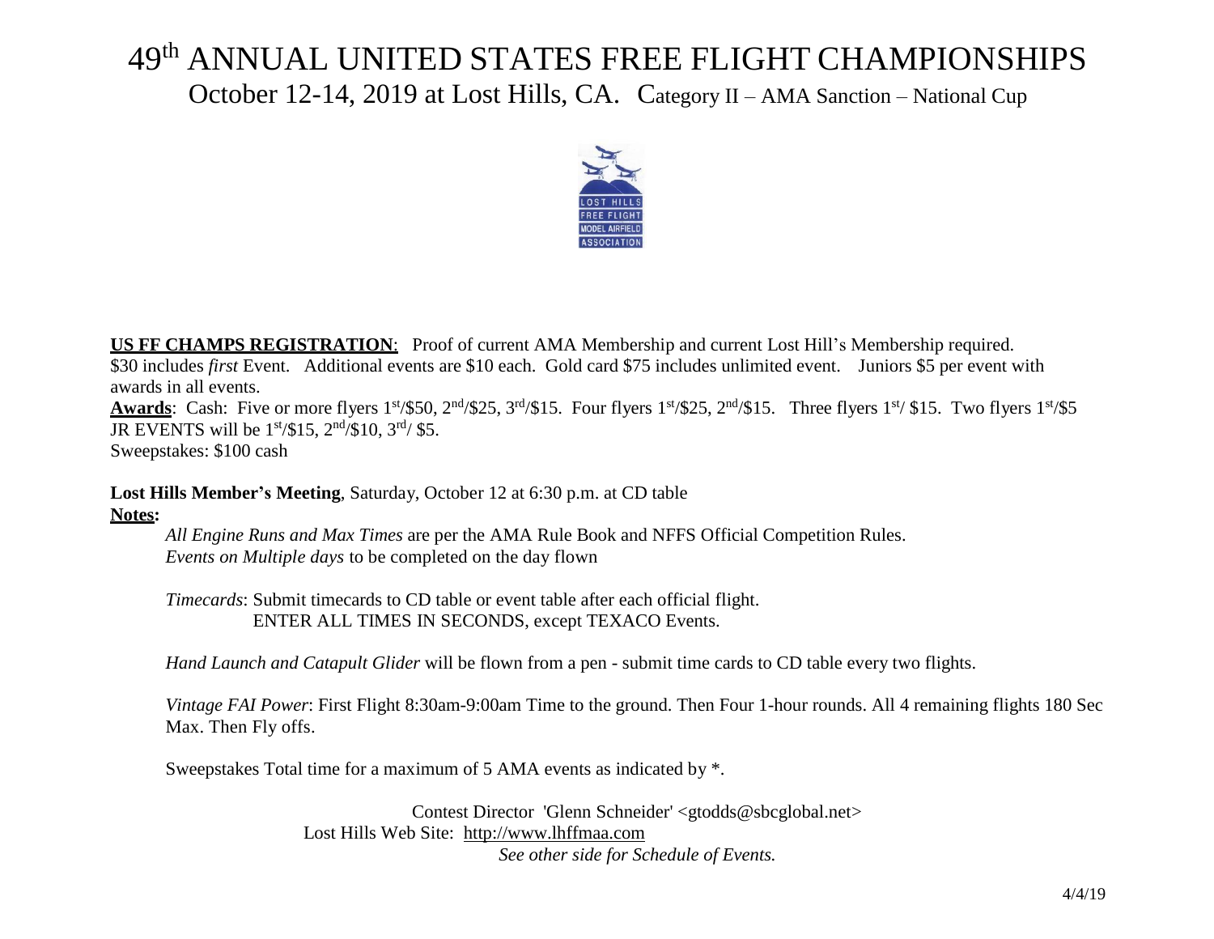# 49th ANNUAL UNITED STATES FREE FLIGHT CHAMPIONSHIPS

October 12-14, 2019 at Lost Hills, CA. Category II – AMA Sanction – National Cup

**US FF CHAMPS REGISTRATION**: Proof of current AMA Membership and current Lost Hill's Membership required. $30 includes *first* Event. Additional events are $10 each. Gold card $75 includes unlimited event. Juniors $5 per event with awards in all events.

**Awards**: Cash: Five or more flyers 1st/$50, 2nd/$25, 3rd/$15. Four flyers 1st/$25, 2nd/$15. Three flyers 1st/ $15. Two flyers 1st/$5
JR EVENTS will be 1st/$15, 2nd/$10, 3rd/ $5.
Sweepstakes: $100 cash

**Lost Hills Member's Meeting**, Saturday, October 12 at 6:30 p.m. at CD table

**Notes:**

*All Engine Runs and Max Times* are per the AMA Rule Book and NFFS Official Competition Rules.
*Events on Multiple days* to be completed on the day flown

*Timecards*: Submit timecards to CD table or event table after each official flight.
ENTER ALL TIMES IN SECONDS, except TEXACO Events.

*Hand Launch and Catapult Glider* will be flown from a pen - submit time cards to CD table every two flights.

*Vintage FAI Power*: First Flight 8:30am-9:00am Time to the ground. Then Four 1-hour rounds. All 4 remaining flights 180 Sec Max. Then Fly offs.

Sweepstakes Total time for a maximum of 5 AMA events as indicated by *.

Contest Director 'Glenn Schneider' <gtodds@sbcglobal.net>
Lost Hills Web Site: http://www.lhffmaa.com
*See other side for Schedule of Events.*

4/4/19